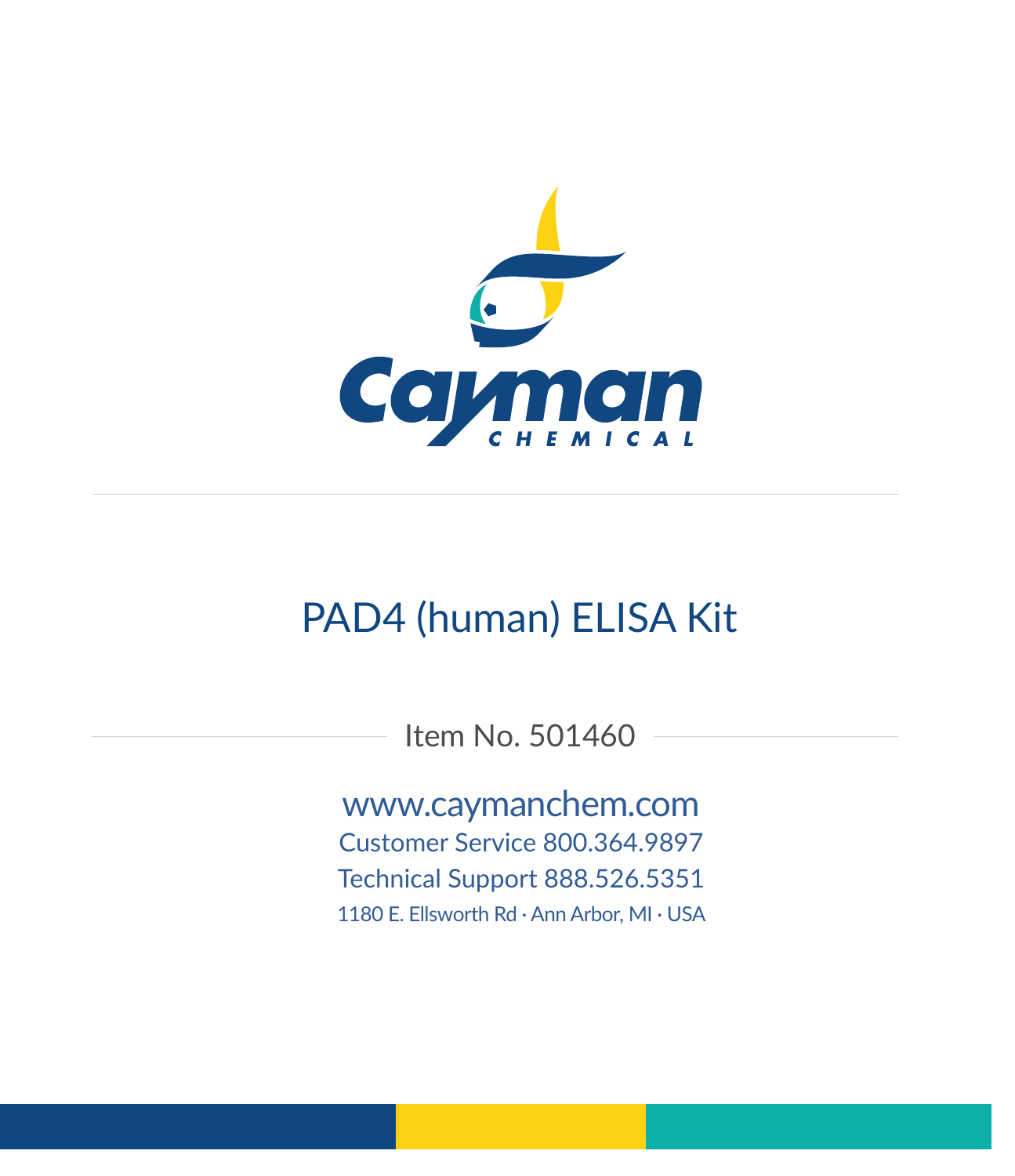Cayman CHEMICAL

# PAD4 (human) ELISA Kit

Item No. 501460

www.caymanchem.com

Customer Service 800.364.9897

Technical Support 888.526.5351

1180 E. Ellsworth Rd · Ann Arbor, MI · USA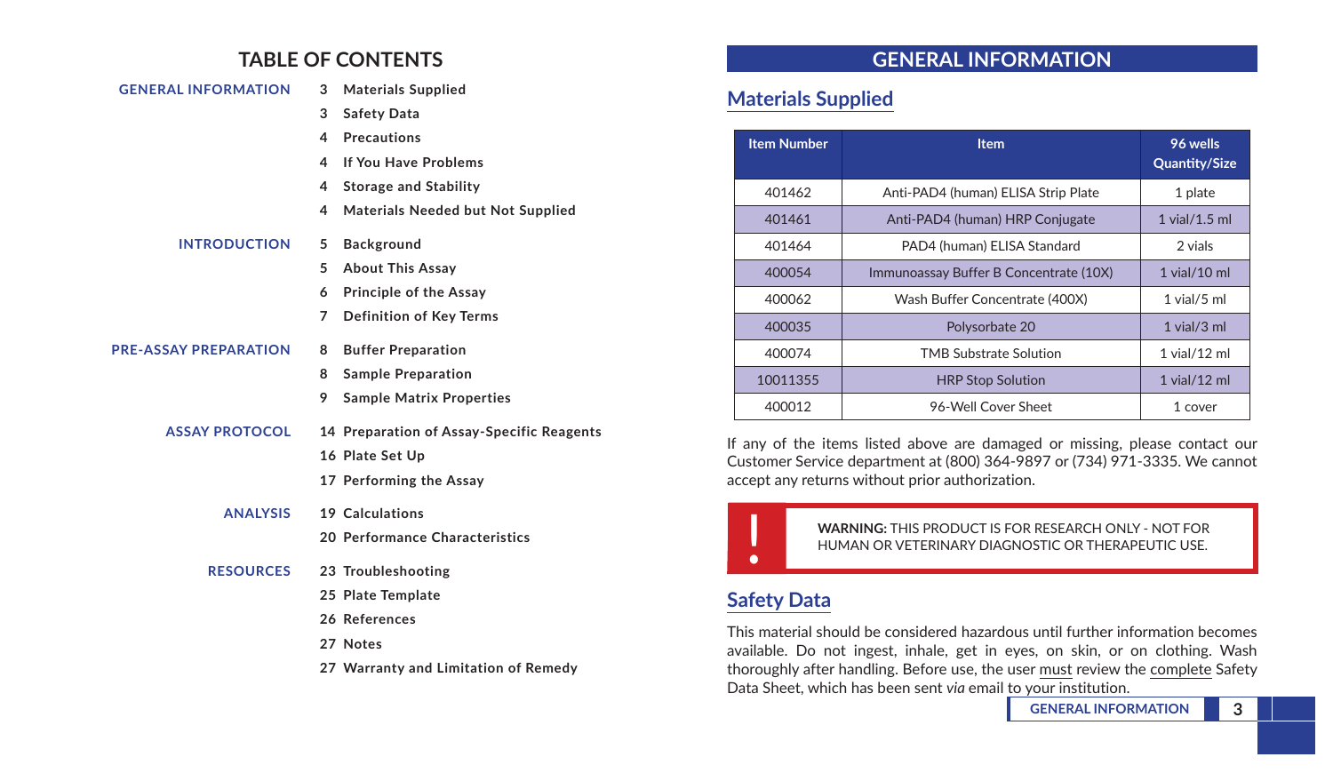# TABLE OF CONTENTS

**GENERAL INFORMATION**
- 3 Materials Supplied
- 3 Safety Data
- 4 Precautions
- 4 If You Have Problems
- 4 Storage and Stability
- 4 Materials Needed but Not Supplied

**INTRODUCTION**
- 5 Background
- 5 About This Assay
- 6 Principle of the Assay
- 7 Definition of Key Terms

**PRE-ASSAY PREPARATION**
- 8 Buffer Preparation
- 8 Sample Preparation
- 9 Sample Matrix Properties

**ASSAY PROTOCOL**
- 14 Preparation of Assay-Specific Reagents
- 16 Plate Set Up
- 17 Performing the Assay

**ANALYSIS**
- 19 Calculations
- 20 Performance Characteristics

**RESOURCES**
- 23 Troubleshooting
- 25 Plate Template
- 26 References
- 27 Notes
- 27 Warranty and Limitation of Remedy

# GENERAL INFORMATION

## Materials Supplied

| Item Number | Item | 96 wells Quantity/Size |
|---|---|---|
| 401462 | Anti-PAD4 (human) ELISA Strip Plate | 1 plate |
| 401461 | Anti-PAD4 (human) HRP Conjugate | 1 vial/1.5 ml |
| 401464 | PAD4 (human) ELISA Standard | 2 vials |
| 400054 | Immunoassay Buffer B Concentrate (10X) | 1 vial/10 ml |
| 400062 | Wash Buffer Concentrate (400X) | 1 vial/5 ml |
| 400035 | Polysorbate 20 | 1 vial/3 ml |
| 400074 | TMB Substrate Solution | 1 vial/12 ml |
| 10011355 | HRP Stop Solution | 1 vial/12 ml |
| 400012 | 96-Well Cover Sheet | 1 cover |

If any of the items listed above are damaged or missing, please contact our Customer Service department at (800) 364-9897 or (734) 971-3335. We cannot accept any returns without prior authorization.

**WARNING:** THIS PRODUCT IS FOR RESEARCH ONLY - NOT FOR HUMAN OR VETERINARY DIAGNOSTIC OR THERAPEUTIC USE.

## Safety Data

This material should be considered hazardous until further information becomes available. Do not ingest, inhale, get in eyes, on skin, or on clothing. Wash thoroughly after handling. Before use, the user must review the complete Safety Data Sheet, which has been sent *via* email to your institution.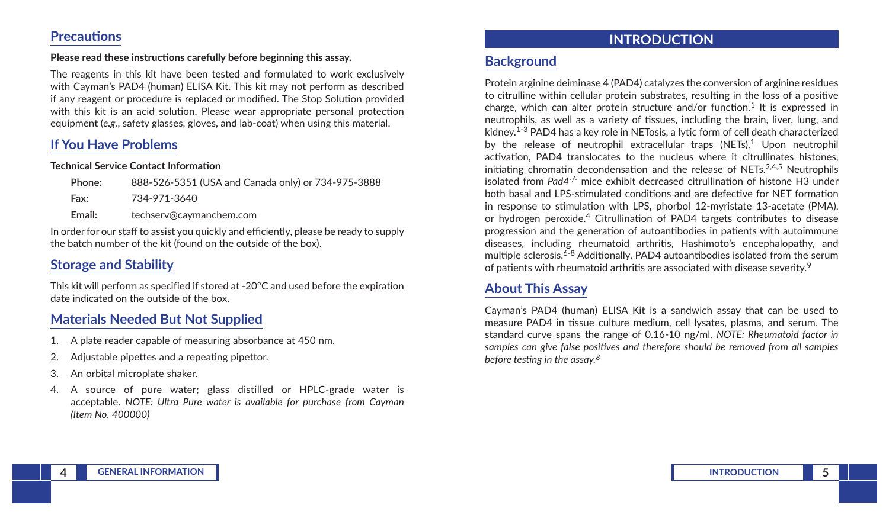## Precautions

**Please read these instructions carefully before beginning this assay.**

The reagents in this kit have been tested and formulated to work exclusively with Cayman's PAD4 (human) ELISA Kit. This kit may not perform as described if any reagent or procedure is replaced or modified. The Stop Solution provided with this kit is an acid solution. Please wear appropriate personal protection equipment (*e.g.*, safety glasses, gloves, and lab-coat) when using this material.

## If You Have Problems

**Technical Service Contact Information**

**Phone:** 888-526-5351 (USA and Canada only) or 734-975-3888

**Fax:** 734-971-3640

**Email:** techserv@caymanchem.com

In order for our staff to assist you quickly and efficiently, please be ready to supply the batch number of the kit (found on the outside of the box).

## Storage and Stability

This kit will perform as specified if stored at -20°C and used before the expiration date indicated on the outside of the box.

## Materials Needed But Not Supplied

1. A plate reader capable of measuring absorbance at 450 nm.
2. Adjustable pipettes and a repeating pipettor.
3. An orbital microplate shaker.
4. A source of pure water; glass distilled or HPLC-grade water is acceptable. *NOTE: Ultra Pure water is available for purchase from Cayman (Item No. 400000)*

# INTRODUCTION

## Background

Protein arginine deiminase 4 (PAD4) catalyzes the conversion of arginine residues to citrulline within cellular protein substrates, resulting in the loss of a positive charge, which can alter protein structure and/or function.[1] It is expressed in neutrophils, as well as a variety of tissues, including the brain, liver, lung, and kidney.[1-3] PAD4 has a key role in NETosis, a lytic form of cell death characterized by the release of neutrophil extracellular traps (NETs).[1] Upon neutrophil activation, PAD4 translocates to the nucleus where it citrullinates histones, initiating chromatin decondensation and the release of NETs.[2,4,5] Neutrophils isolated from *Pad4*$^{-/-}$ mice exhibit decreased citrullination of histone H3 under both basal and LPS-stimulated conditions and are defective for NET formation in response to stimulation with LPS, phorbol 12-myristate 13-acetate (PMA), or hydrogen peroxide.[4] Citrullination of PAD4 targets contributes to disease progression and the generation of autoantibodies in patients with autoimmune diseases, including rheumatoid arthritis, Hashimoto's encephalopathy, and multiple sclerosis.[6-8] Additionally, PAD4 autoantibodies isolated from the serum of patients with rheumatoid arthritis are associated with disease severity.[9]

## About This Assay

Cayman's PAD4 (human) ELISA Kit is a sandwich assay that can be used to measure PAD4 in tissue culture medium, cell lysates, plasma, and serum. The standard curve spans the range of 0.16-10 ng/ml. *NOTE: Rheumatoid factor in samples can give false positives and therefore should be removed from all samples before testing in the assay.*[8]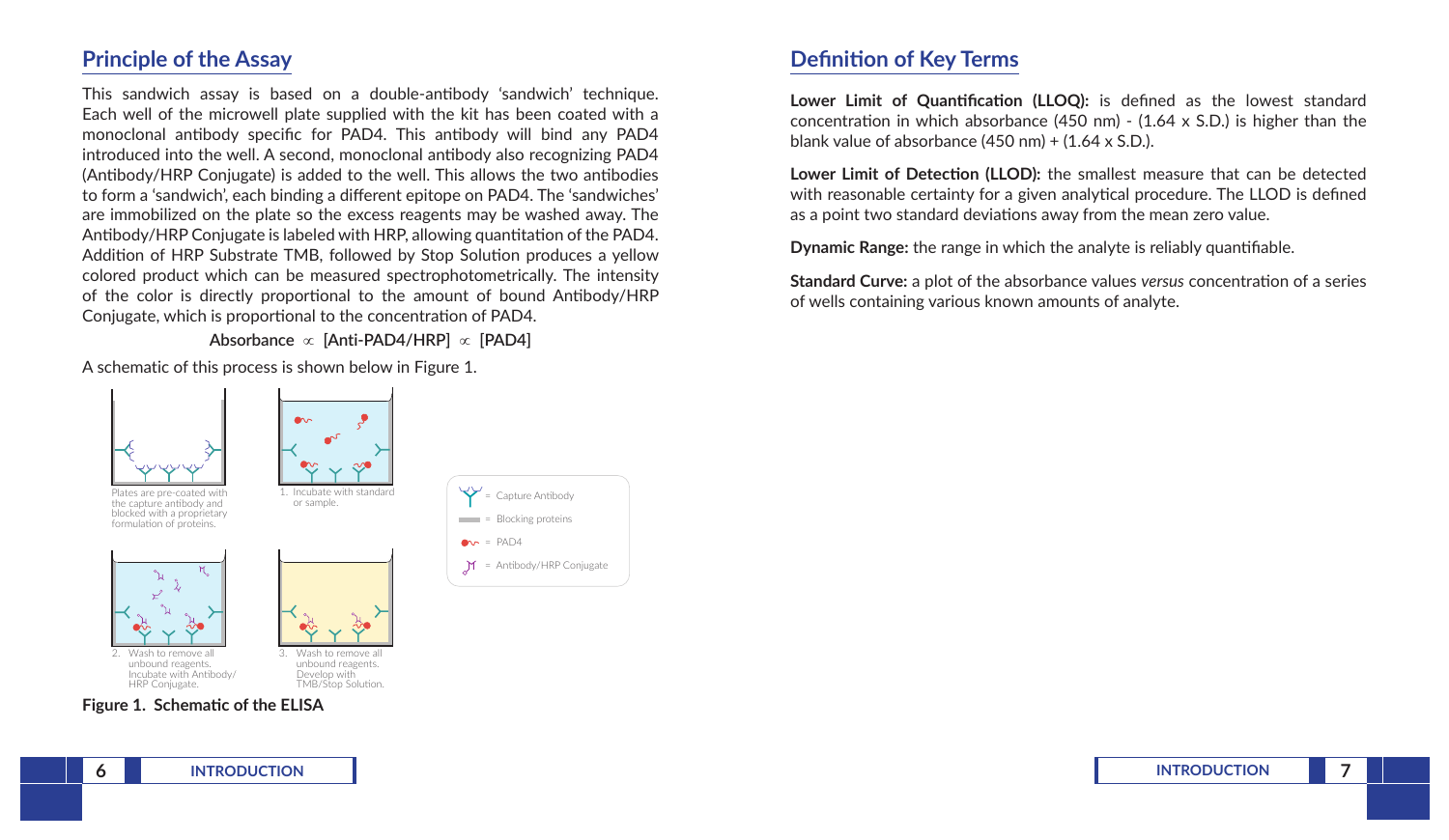## Principle of the Assay

This sandwich assay is based on a double-antibody 'sandwich' technique. Each well of the microwell plate supplied with the kit has been coated with a monoclonal antibody specific for PAD4. This antibody will bind any PAD4 introduced into the well. A second, monoclonal antibody also recognizing PAD4 (Antibody/HRP Conjugate) is added to the well. This allows the two antibodies to form a 'sandwich', each binding a different epitope on PAD4. The 'sandwiches' are immobilized on the plate so the excess reagents may be washed away. The Antibody/HRP Conjugate is labeled with HRP, allowing quantitation of the PAD4. Addition of HRP Substrate TMB, followed by Stop Solution produces a yellow colored product which can be measured spectrophotometrically. The intensity of the color is directly proportional to the amount of bound Antibody/HRP Conjugate, which is proportional to the concentration of PAD4.

$$\text{Absorbance} \propto [\text{Anti-PAD4/HRP}] \propto [\text{PAD4}]$$

A schematic of this process is shown below in Figure 1.

Plates are pre-coated with the capture antibody and blocked with a proprietary formulation of proteins.

1. Incubate with standard or sample.
2. Wash to remove all unbound reagents. Incubate with Antibody/HRP Conjugate.
3. Wash to remove all unbound reagents. Develop with TMB/Stop Solution.

= Capture Antibody
= Blocking proteins
= PAD4
= Antibody/HRP Conjugate

**Figure 1. Schematic of the ELISA**

## Definition of Key Terms

**Lower Limit of Quantification (LLOQ):** is defined as the lowest standard concentration in which absorbance (450 nm) - (1.64 x S.D.) is higher than the blank value of absorbance (450 nm) + (1.64 x S.D.).

**Lower Limit of Detection (LLOD):** the smallest measure that can be detected with reasonable certainty for a given analytical procedure. The LLOD is defined as a point two standard deviations away from the mean zero value.

**Dynamic Range:** the range in which the analyte is reliably quantifiable.

**Standard Curve:** a plot of the absorbance values *versus* concentration of a series of wells containing various known amounts of analyte.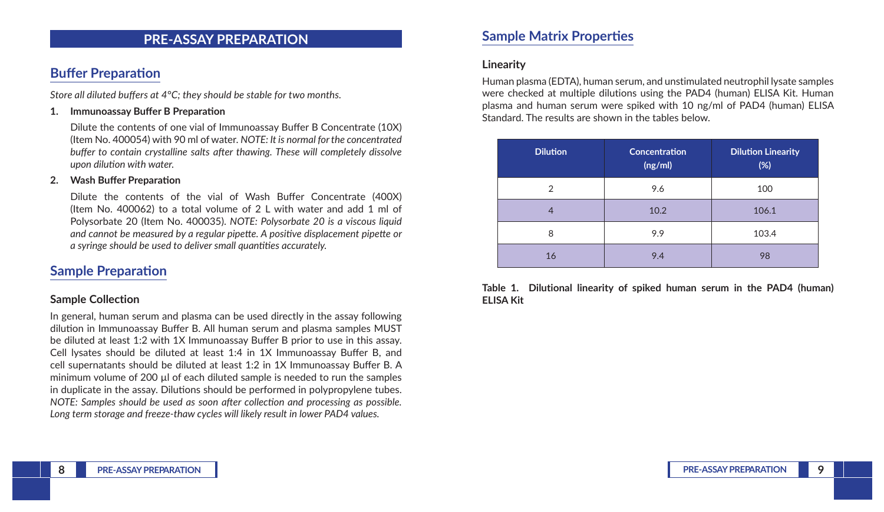# PRE-ASSAY PREPARATION

## Buffer Preparation

*Store all diluted buffers at 4°C; they should be stable for two months.*

1. **Immunoassay Buffer B Preparation**

   Dilute the contents of one vial of Immunoassay Buffer B Concentrate (10X) (Item No. 400054) with 90 ml of water. *NOTE: It is normal for the concentrated buffer to contain crystalline salts after thawing. These will completely dissolve upon dilution with water.*

2. **Wash Buffer Preparation**

   Dilute the contents of the vial of Wash Buffer Concentrate (400X) (Item No. 400062) to a total volume of 2 L with water and add 1 ml of Polysorbate 20 (Item No. 400035). *NOTE: Polysorbate 20 is a viscous liquid and cannot be measured by a regular pipette. A positive displacement pipette or a syringe should be used to deliver small quantities accurately.*

## Sample Preparation

### Sample Collection

In general, human serum and plasma can be used directly in the assay following dilution in Immunoassay Buffer B. All human serum and plasma samples MUST be diluted at least 1:2 with 1X Immunoassay Buffer B prior to use in this assay. Cell lysates should be diluted at least 1:4 in 1X Immunoassay Buffer B, and cell supernatants should be diluted at least 1:2 in 1X Immunoassay Buffer B. A minimum volume of 200 µl of each diluted sample is needed to run the samples in duplicate in the assay. Dilutions should be performed in polypropylene tubes. *NOTE: Samples should be used as soon after collection and processing as possible. Long term storage and freeze-thaw cycles will likely result in lower PAD4 values.*

## Sample Matrix Properties

### Linearity

Human plasma (EDTA), human serum, and unstimulated neutrophil lysate samples were checked at multiple dilutions using the PAD4 (human) ELISA Kit. Human plasma and human serum were spiked with 10 ng/ml of PAD4 (human) ELISA Standard. The results are shown in the tables below.

| Dilution | Concentration (ng/ml) | Dilution Linearity (%) |
| --- | --- | --- |
| 2 | 9.6 | 100 |
| 4 | 10.2 | 106.1 |
| 8 | 9.9 | 103.4 |
| 16 | 9.4 | 98 |

**Table 1. Dilutional linearity of spiked human serum in the PAD4 (human) ELISA Kit**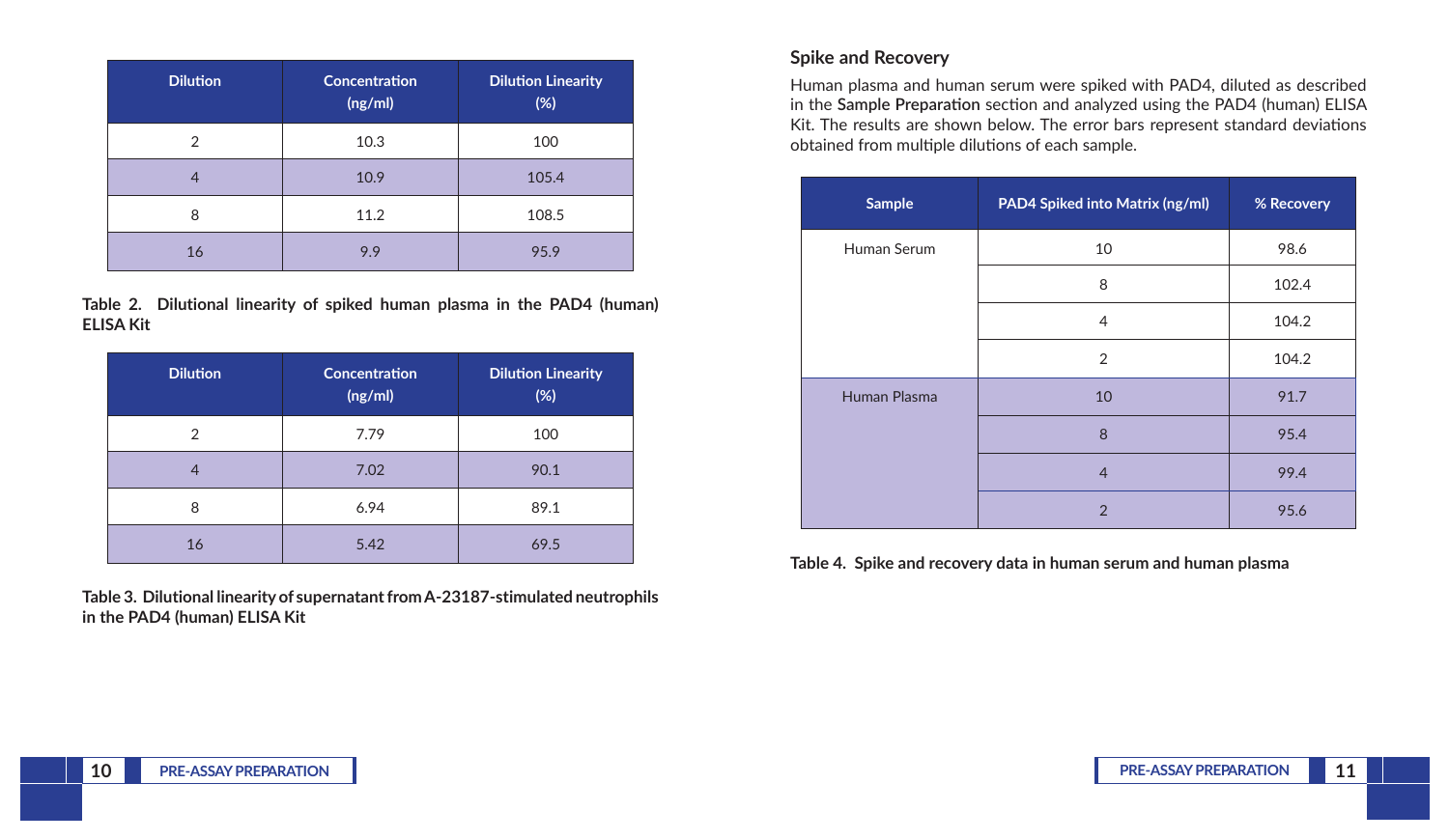| Dilution | Concentration (ng/ml) | Dilution Linearity (%) |
|---|---|---|
| 2 | 10.3 | 100 |
| 4 | 10.9 | 105.4 |
| 8 | 11.2 | 108.5 |
| 16 | 9.9 | 95.9 |

**Table 2. Dilutional linearity of spiked human plasma in the PAD4 (human) ELISA Kit**

| Dilution | Concentration (ng/ml) | Dilution Linearity (%) |
|---|---|---|
| 2 | 7.79 | 100 |
| 4 | 7.02 | 90.1 |
| 8 | 6.94 | 89.1 |
| 16 | 5.42 | 69.5 |

**Table 3. Dilutional linearity of supernatant from A-23187-stimulated neutrophils in the PAD4 (human) ELISA Kit**

### Spike and Recovery

Human plasma and human serum were spiked with PAD4, diluted as described in the **Sample Preparation** section and analyzed using the PAD4 (human) ELISA Kit. The results are shown below. The error bars represent standard deviations obtained from multiple dilutions of each sample.

| Sample | PAD4 Spiked into Matrix (ng/ml) | % Recovery |
|---|---|---|
| Human Serum | 10 | 98.6 |
| | 8 | 102.4 |
| | 4 | 104.2 |
| | 2 | 104.2 |
| Human Plasma | 10 | 91.7 |
| | 8 | 95.4 |
| | 4 | 99.4 |
| | 2 | 95.6 |

**Table 4. Spike and recovery data in human serum and human plasma**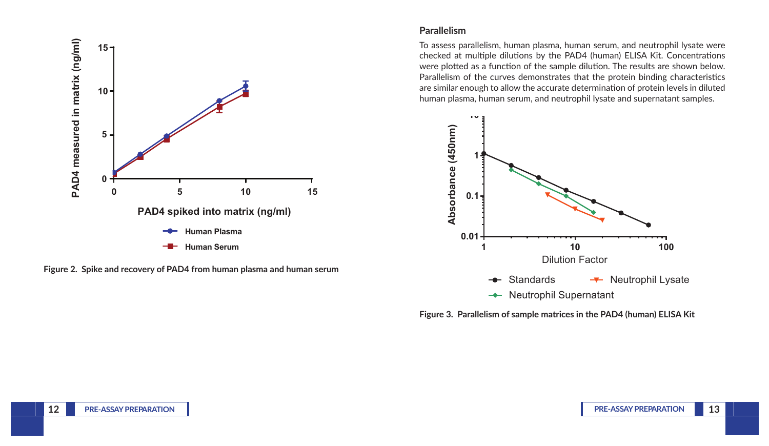Figure 2. Spike and recovery of PAD4 from human plasma and human serum

### Parallelism

To assess parallelism, human plasma, human serum, and neutrophil lysate were checked at multiple dilutions by the PAD4 (human) ELISA Kit. Concentrations were plotted as a function of the sample dilution. The results are shown below. Parallelism of the curves demonstrates that the protein binding characteristics are similar enough to allow the accurate determination of protein levels in diluted human plasma, human serum, and neutrophil lysate and supernatant samples.

Figure 3. Parallelism of sample matrices in the PAD4 (human) ELISA Kit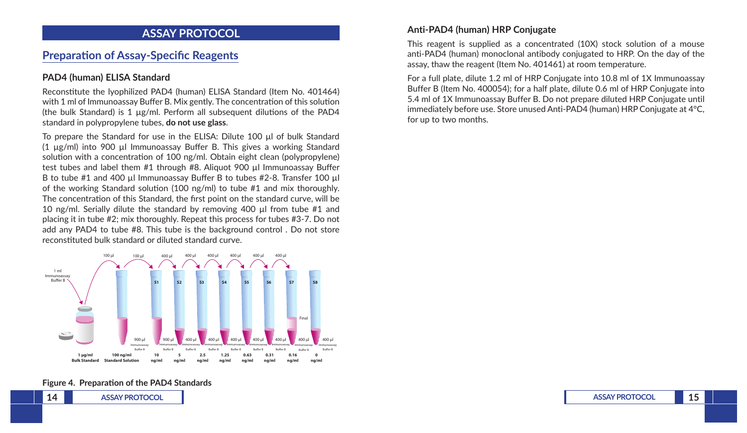## ASSAY PROTOCOL

### Preparation of Assay-Specific Reagents

#### PAD4 (human) ELISA Standard

Reconstitute the lyophilized PAD4 (human) ELISA Standard (Item No. 401464) with 1 ml of Immunoassay Buffer B. Mix gently. The concentration of this solution (the bulk Standard) is 1 µg/ml. Perform all subsequent dilutions of the PAD4 standard in polypropylene tubes, **do not use glass**.

To prepare the Standard for use in the ELISA: Dilute 100 µl of bulk Standard (1 µg/ml) into 900 µl Immunoassay Buffer B. This gives a working Standard solution with a concentration of 100 ng/ml. Obtain eight clean (polypropylene) test tubes and label them #1 through #8. Aliquot 900 µl Immunoassay Buffer B to tube #1 and 400 µl Immunoassay Buffer B to tubes #2-8. Transfer 100 µl of the working Standard solution (100 ng/ml) to tube #1 and mix thoroughly. The concentration of this Standard, the first point on the standard curve, will be 10 ng/ml. Serially dilute the standard by removing 400 µl from tube #1 and placing it in tube #2; mix thoroughly. Repeat this process for tubes #3-7. Do not add any PAD4 to tube #8. This tube is the background control . Do not store reconstituted bulk standard or diluted standard curve.

**Figure 4. Preparation of the PAD4 Standards**

#### Anti-PAD4 (human) HRP Conjugate

This reagent is supplied as a concentrated (10X) stock solution of a mouse anti-PAD4 (human) monoclonal antibody conjugated to HRP. On the day of the assay, thaw the reagent (Item No. 401461) at room temperature.

For a full plate, dilute 1.2 ml of HRP Conjugate into 10.8 ml of 1X Immunoassay Buffer B (Item No. 400054); for a half plate, dilute 0.6 ml of HRP Conjugate into 5.4 ml of 1X Immunoassay Buffer B. Do not prepare diluted HRP Conjugate until immediately before use. Store unused Anti-PAD4 (human) HRP Conjugate at 4°C, for up to two months.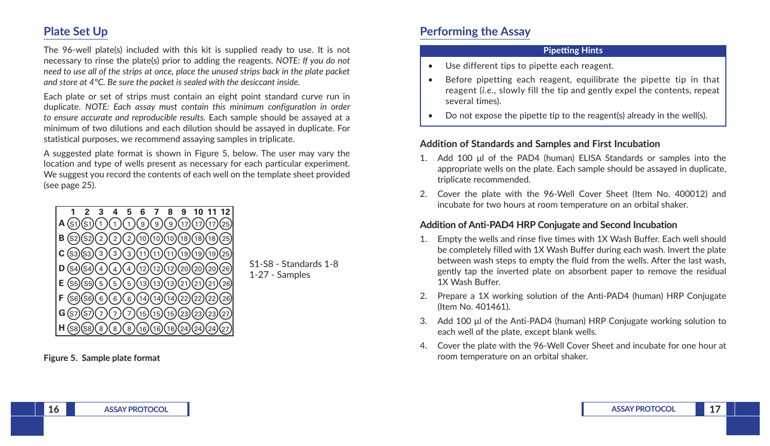## Plate Set Up

The 96-well plate(s) included with this kit is supplied ready to use. It is not necessary to rinse the plate(s) prior to adding the reagents. *NOTE: If you do not need to use all of the strips at once, place the unused strips back in the plate packet and store at 4°C. Be sure the packet is sealed with the desiccant inside.*

Each plate or set of strips must contain an eight point standard curve run in duplicate. *NOTE: Each assay must contain this minimum configuration in order to ensure accurate and reproducible results.* Each sample should be assayed at a minimum of two dilutions and each dilution should be assayed in duplicate. For statistical purposes, we recommend assaying samples in triplicate.

A suggested plate format is shown in Figure 5, below. The user may vary the location and type of wells present as necessary for each particular experiment. We suggest you record the contents of each well on the template sheet provided (see page 25).

| | 1 | 2 | 3 | 4 | 5 | 6 | 7 | 8 | 9 | 10 | 11 | 12 |
|---|---|---|---|---|---|---|---|---|---|---|---|---|
| A | S1 | S1 | 1 | 1 | 1 | 9 | 9 | 9 | 17 | 17 | 17 | 25 |
| B | S2 | S2 | 2 | 2 | 2 | 10 | 10 | 10 | 18 | 18 | 18 | 25 |
| C | S3 | S3 | 3 | 3 | 3 | 11 | 11 | 11 | 19 | 19 | 19 | 25 |
| D | S4 | S4 | 4 | 4 | 4 | 12 | 12 | 12 | 20 | 20 | 20 | 26 |
| E | S5 | S5 | 5 | 5 | 5 | 13 | 13 | 13 | 21 | 21 | 21 | 26 |
| F | S6 | S6 | 6 | 6 | 6 | 14 | 14 | 14 | 22 | 22 | 22 | 26 |
| G | S7 | S7 | 7 | 7 | 7 | 15 | 15 | 15 | 23 | 23 | 23 | 27 |
| H | S8 | S8 | 8 | 8 | 8 | 16 | 16 | 16 | 24 | 24 | 24 | 27 |

S1-S8 - Standards 1-8
1-27 - Samples

**Figure 5. Sample plate format**

## Performing the Assay

**Pipetting Hints**

- Use different tips to pipette each reagent.
- Before pipetting each reagent, equilibrate the pipette tip in that reagent (*i.e.*, slowly fill the tip and gently expel the contents, repeat several times).
- Do not expose the pipette tip to the reagent(s) already in the well(s).

### Addition of Standards and Samples and First Incubation

1. Add 100 µl of the PAD4 (human) ELISA Standards or samples into the appropriate wells on the plate. Each sample should be assayed in duplicate, triplicate recommended.
2. Cover the plate with the 96-Well Cover Sheet (Item No. 400012) and incubate for two hours at room temperature on an orbital shaker.

### Addition of Anti-PAD4 HRP Conjugate and Second Incubation

1. Empty the wells and rinse five times with 1X Wash Buffer. Each well should be completely filled with 1X Wash Buffer during each wash. Invert the plate between wash steps to empty the fluid from the wells. After the last wash, gently tap the inverted plate on absorbent paper to remove the residual 1X Wash Buffer.
2. Prepare a 1X working solution of the Anti-PAD4 (human) HRP Conjugate (Item No. 401461).
3. Add 100 µl of the Anti-PAD4 (human) HRP Conjugate working solution to each well of the plate, except blank wells.
4. Cover the plate with the 96-Well Cover Sheet and incubate for one hour at room temperature on an orbital shaker.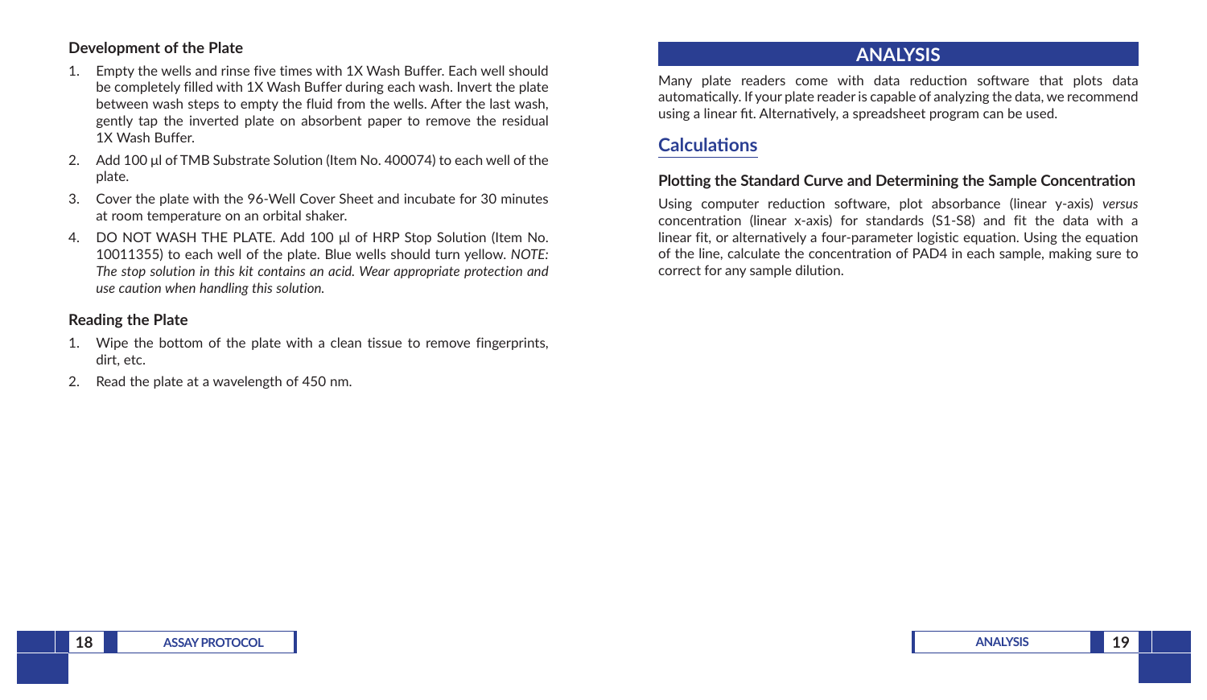### Development of the Plate

1. Empty the wells and rinse five times with 1X Wash Buffer. Each well should be completely filled with 1X Wash Buffer during each wash. Invert the plate between wash steps to empty the fluid from the wells. After the last wash, gently tap the inverted plate on absorbent paper to remove the residual 1X Wash Buffer.
2. Add 100 µl of TMB Substrate Solution (Item No. 400074) to each well of the plate.
3. Cover the plate with the 96-Well Cover Sheet and incubate for 30 minutes at room temperature on an orbital shaker.
4. DO NOT WASH THE PLATE. Add 100 µl of HRP Stop Solution (Item No. 10011355) to each well of the plate. Blue wells should turn yellow. *NOTE: The stop solution in this kit contains an acid. Wear appropriate protection and use caution when handling this solution.*

### Reading the Plate

1. Wipe the bottom of the plate with a clean tissue to remove fingerprints, dirt, etc.
2. Read the plate at a wavelength of 450 nm.

# ANALYSIS

Many plate readers come with data reduction software that plots data automatically. If your plate reader is capable of analyzing the data, we recommend using a linear fit. Alternatively, a spreadsheet program can be used.

## Calculations

### Plotting the Standard Curve and Determining the Sample Concentration

Using computer reduction software, plot absorbance (linear y-axis) *versus* concentration (linear x-axis) for standards (S1-S8) and fit the data with a linear fit, or alternatively a four-parameter logistic equation. Using the equation of the line, calculate the concentration of PAD4 in each sample, making sure to correct for any sample dilution.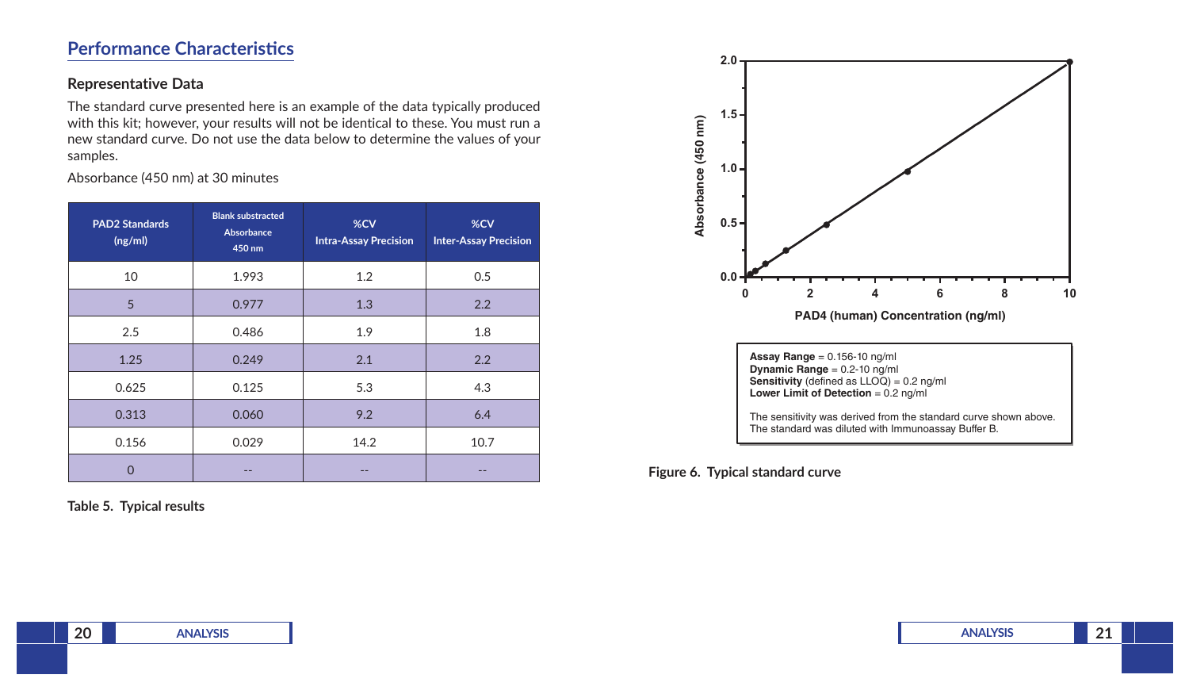## Performance Characteristics

### Representative Data

The standard curve presented here is an example of the data typically produced with this kit; however, your results will not be identical to these. You must run a new standard curve. Do not use the data below to determine the values of your samples.

Absorbance (450 nm) at 30 minutes

| PAD2 Standards (ng/ml) | Blank substracted Absorbance 450 nm | %CV Intra-Assay Precision | %CV Inter-Assay Precision |
|---|---|---|---|
| 10 | 1.993 | 1.2 | 0.5 |
| 5 | 0.977 | 1.3 | 2.2 |
| 2.5 | 0.486 | 1.9 | 1.8 |
| 1.25 | 0.249 | 2.1 | 2.2 |
| 0.625 | 0.125 | 5.3 | 4.3 |
| 0.313 | 0.060 | 9.2 | 6.4 |
| 0.156 | 0.029 | 14.2 | 10.7 |
| 0 | -- | -- | -- |

**Table 5. Typical results**

**Assay Range** = 0.156-10 ng/ml
**Dynamic Range** = 0.2-10 ng/ml
**Sensitivity** (defined as LLOQ) = 0.2 ng/ml
**Lower Limit of Detection** = 0.2 ng/ml

The sensitivity was derived from the standard curve shown above. The standard was diluted with Immunoassay Buffer B.

**Figure 6. Typical standard curve**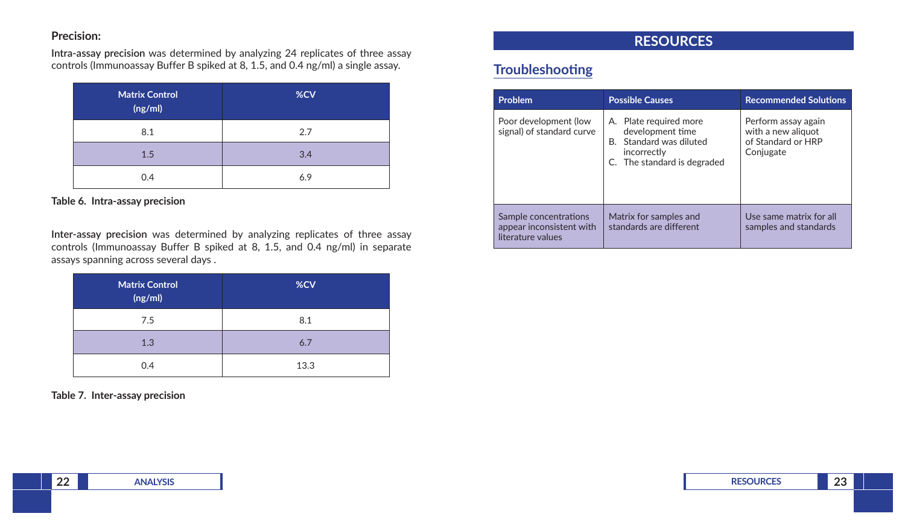**Precision:**

**Intra-assay precision** was determined by analyzing 24 replicates of three assay controls (Immunoassay Buffer B spiked at 8, 1.5, and 0.4 ng/ml) a single assay.

| Matrix Control (ng/ml) | %CV |
|---|---|
| 8.1 | 2.7 |
| 1.5 | 3.4 |
| 0.4 | 6.9 |

**Table 6. Intra-assay precision**

**Inter-assay precision** was determined by analyzing replicates of three assay controls (Immunoassay Buffer B spiked at 8, 1.5, and 0.4 ng/ml) in separate assays spanning across several days .

| Matrix Control (ng/ml) | %CV |
|---|---|
| 7.5 | 8.1 |
| 1.3 | 6.7 |
| 0.4 | 13.3 |

**Table 7. Inter-assay precision**

# RESOURCES

## Troubleshooting

| Problem | Possible Causes | Recommended Solutions |
|---|---|---|
| Poor development (low signal) of standard curve | A. Plate required more development time<br>B. Standard was diluted incorrectly<br>C. The standard is degraded | Perform assay again with a new aliquot of Standard or HRP Conjugate |
| Sample concentrations appear inconsistent with literature values | Matrix for samples and standards are different | Use same matrix for all samples and standards |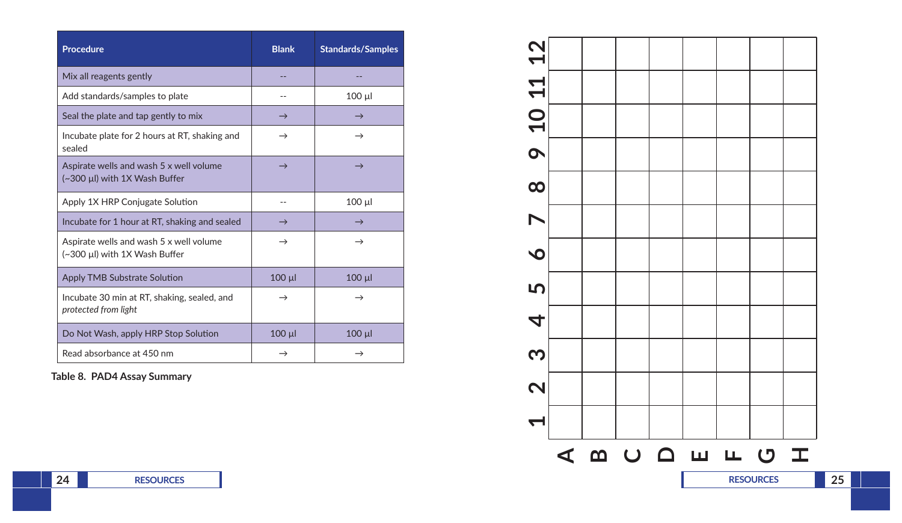| Procedure | Blank | Standards/Samples |
|---|---|---|
| Mix all reagents gently | -- | -- |
| Add standards/samples to plate | -- | 100 µl |
| Seal the plate and tap gently to mix | → | → |
| Incubate plate for 2 hours at RT, shaking and sealed | → | → |
| Aspirate wells and wash 5 x well volume (~300 µl) with 1X Wash Buffer | → | → |
| Apply 1X HRP Conjugate Solution | -- | 100 µl |
| Incubate for 1 hour at RT, shaking and sealed | → | → |
| Aspirate wells and wash 5 x well volume (~300 µl) with 1X Wash Buffer | → | → |
| Apply TMB Substrate Solution | 100 µl | 100 µl |
| Incubate 30 min at RT, shaking, sealed, and *protected from light* | → | → |
| Do Not Wash, apply HRP Stop Solution | 100 µl | 100 µl |
| Read absorbance at 450 nm | → | → |

**Table 8. PAD4 Assay Summary**

| | A | B | C | D | E | F | G | H |
|---|---|---|---|---|---|---|---|---|
| 1 | | | | | | | | |
| 2 | | | | | | | | |
| 3 | | | | | | | | |
| 4 | | | | | | | | |
| 5 | | | | | | | | |
| 6 | | | | | | | | |
| 7 | | | | | | | | |
| 8 | | | | | | | | |
| 9 | | | | | | | | |
| 10 | | | | | | | | |
| 11 | | | | | | | | |
| 12 | | | | | | | | |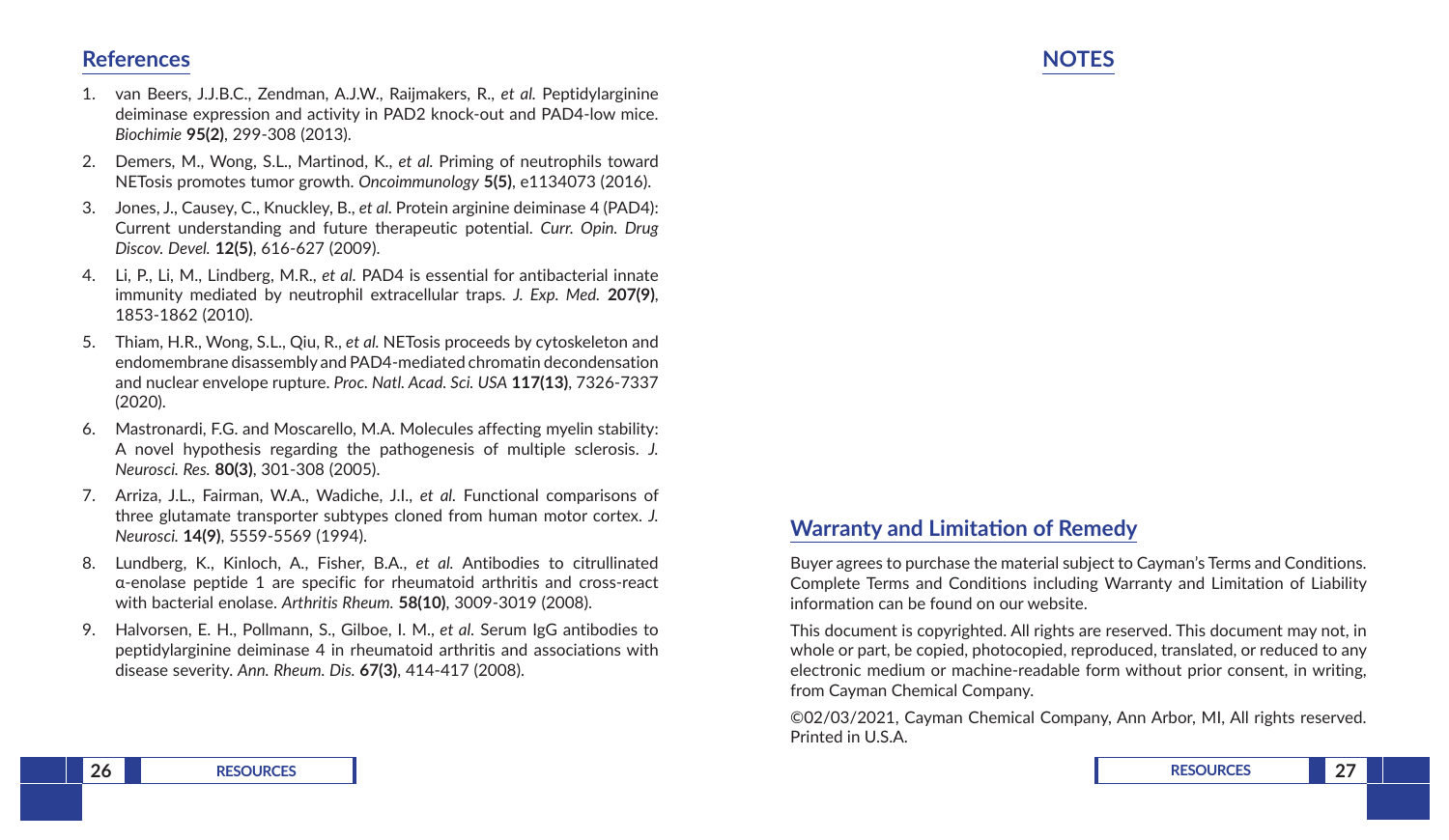## References

1. van Beers, J.J.B.C., Zendman, A.J.W., Raijmakers, R., *et al.* Peptidylarginine deiminase expression and activity in PAD2 knock-out and PAD4-low mice. *Biochimie* **95(2)**, 299-308 (2013).
2. Demers, M., Wong, S.L., Martinod, K., *et al.* Priming of neutrophils toward NETosis promotes tumor growth. *Oncoimmunology* **5(5)**, e1134073 (2016).
3. Jones, J., Causey, C., Knuckley, B., *et al.* Protein arginine deiminase 4 (PAD4): Current understanding and future therapeutic potential. *Curr. Opin. Drug Discov. Devel.* **12(5)**, 616-627 (2009).
4. Li, P., Li, M., Lindberg, M.R., *et al.* PAD4 is essential for antibacterial innate immunity mediated by neutrophil extracellular traps. *J. Exp. Med.* **207(9)**, 1853-1862 (2010).
5. Thiam, H.R., Wong, S.L., Qiu, R., *et al.* NETosis proceeds by cytoskeleton and endomembrane disassembly and PAD4-mediated chromatin decondensation and nuclear envelope rupture. *Proc. Natl. Acad. Sci. USA* **117(13)**, 7326-7337 (2020).
6. Mastronardi, F.G. and Moscarello, M.A. Molecules affecting myelin stability: A novel hypothesis regarding the pathogenesis of multiple sclerosis. *J. Neurosci. Res.* **80(3)**, 301-308 (2005).
7. Arriza, J.L., Fairman, W.A., Wadiche, J.I., *et al.* Functional comparisons of three glutamate transporter subtypes cloned from human motor cortex. *J. Neurosci.* **14(9)**, 5559-5569 (1994).
8. Lundberg, K., Kinloch, A., Fisher, B.A., *et al.* Antibodies to citrullinated α-enolase peptide 1 are specific for rheumatoid arthritis and cross-react with bacterial enolase. *Arthritis Rheum.* **58(10)**, 3009-3019 (2008).
9. Halvorsen, E. H., Pollmann, S., Gilboe, I. M., *et al.* Serum IgG antibodies to peptidylarginine deiminase 4 in rheumatoid arthritis and associations with disease severity. *Ann. Rheum. Dis.* **67(3)**, 414-417 (2008).

## NOTES

## Warranty and Limitation of Remedy

Buyer agrees to purchase the material subject to Cayman's Terms and Conditions. Complete Terms and Conditions including Warranty and Limitation of Liability information can be found on our website.

This document is copyrighted. All rights are reserved. This document may not, in whole or part, be copied, photocopied, reproduced, translated, or reduced to any electronic medium or machine-readable form without prior consent, in writing, from Cayman Chemical Company.

©02/03/2021, Cayman Chemical Company, Ann Arbor, MI, All rights reserved. Printed in U.S.A.